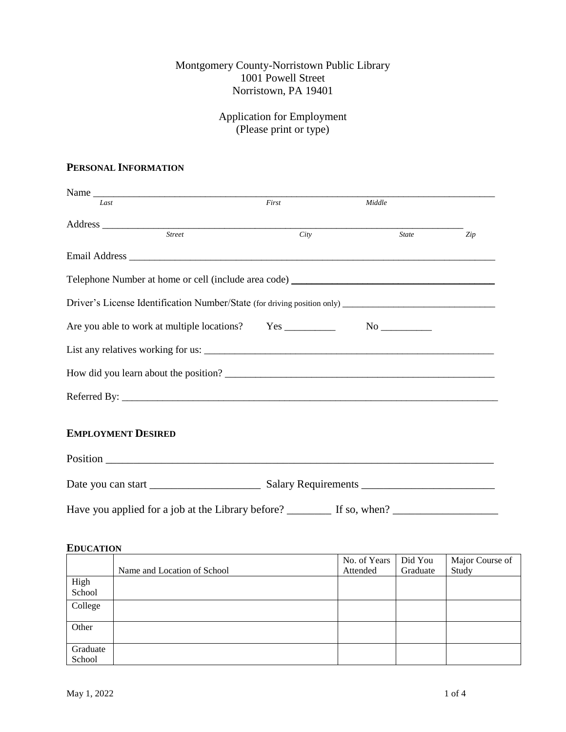Montgomery County-Norristown Public Library
1001 Powell Street
Norristown, PA 19401

Application for Employment
(Please print or type)

## PERSONAL INFORMATION

Name ______________________________________________________________________________
*Last* *First* *Middle*

Address ___________________________________________________________________________
*Street* *City* *State* *Zip*

Email Address ______________________________________________________________________

Telephone Number at home or cell (include area code) ________________________________

Driver's License Identification Number/State (for driving position only) ___________________________

Are you able to work at multiple locations? Yes __________ No __________

List any relatives working for us: ______________________________________________________

How did you learn about the position? __________________________________________________

Referred By: _______________________________________________________________________

## EMPLOYMENT DESIRED

Position __________________________________________________________________________

Date you can start ____________________ Salary Requirements ________________________

Have you applied for a job at the Library before? ________ If so, when? ___________________

## EDUCATION

| | Name and Location of School | No. of Years Attended | Did You Graduate | Major Course of Study |
|---|---|---|---|---|
| High School | | | | |
| College | | | | |
| Other | | | | |
| Graduate School | | | | |

May 1, 2022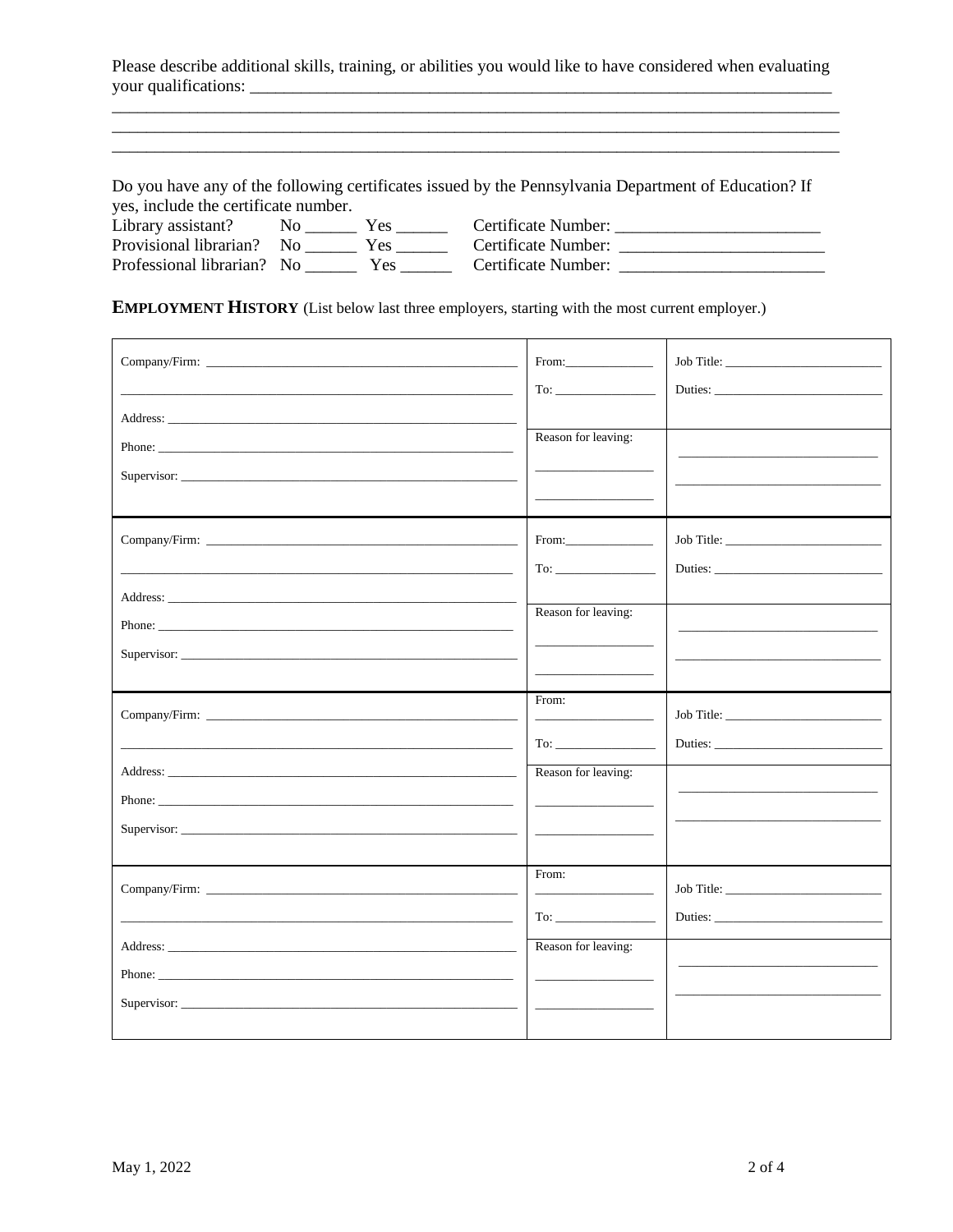Please describe additional skills, training, or abilities you would like to have considered when evaluating your qualifications: ______________________________________________________________________

________________________________________________________________________________

________________________________________________________________________________

________________________________________________________________________________

Do you have any of the following certificates issued by the Pennsylvania Department of Education? If yes, include the certificate number.

Library assistant? No ______ Yes ______ Certificate Number: ________________________

Provisional librarian? No ______ Yes ______ Certificate Number: ________________________

Professional librarian? No ______ Yes ______ Certificate Number: ________________________

**EMPLOYMENT HISTORY** (List below last three employers, starting with the most current employer.)

| | | |
|---|---|---|
| Company/Firm: ______________________<br>______________________<br>Address: ______________________<br>Phone: ______________________<br>Supervisor: ______________________ | From: __________<br>To: __________<br>Reason for leaving:<br>__________<br>__________ | Job Title: __________<br>Duties: __________<br>__________<br>__________ |
| Company/Firm: ______________________<br>______________________<br>Address: ______________________<br>Phone: ______________________<br>Supervisor: ______________________ | From: __________<br>To: __________<br>Reason for leaving:<br>__________<br>__________ | Job Title: __________<br>Duties: __________<br>__________<br>__________ |
| Company/Firm: ______________________<br>______________________<br>Address: ______________________<br>Phone: ______________________<br>Supervisor: ______________________ | From:<br>__________<br>To: __________<br>Reason for leaving:<br>__________<br>__________ | Job Title: __________<br>Duties: __________<br>__________<br>__________ |
| Company/Firm: ______________________<br>______________________<br>Address: ______________________<br>Phone: ______________________<br>Supervisor: ______________________ | From:<br>__________<br>To: __________<br>Reason for leaving:<br>__________<br>__________ | Job Title: __________<br>Duties: __________<br>__________<br>__________ |

May 1, 2022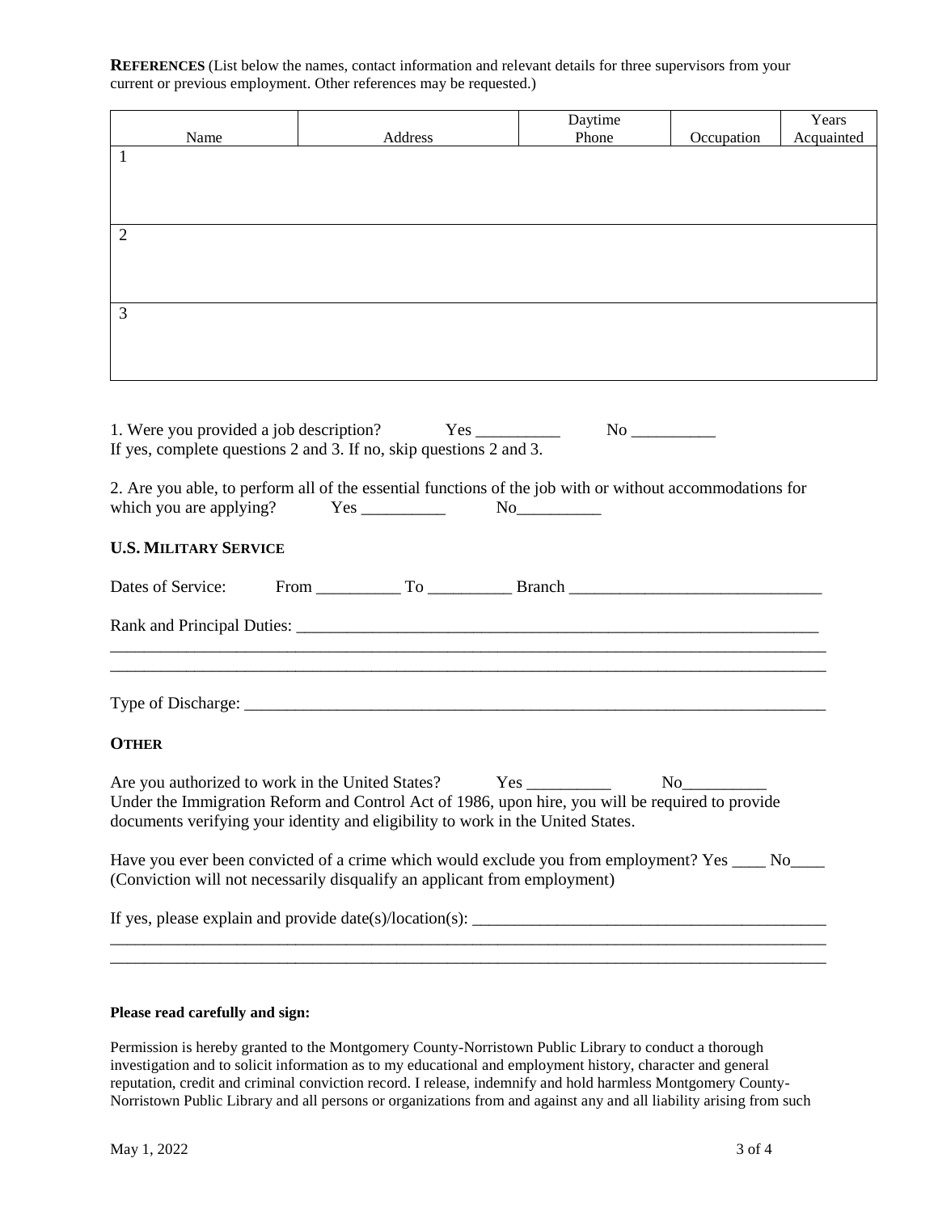**REFERENCES** (List below the names, contact information and relevant details for three supervisors from your current or previous employment. Other references may be requested.)

| Name | Address | Daytime Phone | Occupation | Years Acquainted |
|---|---|---|---|---|
| 1 | | | | |
| 2 | | | | |
| 3 | | | | |

1. Were you provided a job description? Yes __________ No __________
If yes, complete questions 2 and 3. If no, skip questions 2 and 3.

2. Are you able, to perform all of the essential functions of the job with or without accommodations for which you are applying? Yes __________ No__________

**U.S. MILITARY SERVICE**

Dates of Service: From __________ To __________ Branch ______________________________

Rank and Principal Duties: _________________________________________________________________
_________________________________________________________________________________________
_________________________________________________________________________________________

Type of Discharge: ______________________________________________________________________

**OTHER**

Are you authorized to work in the United States? Yes __________ No__________
Under the Immigration Reform and Control Act of 1986, upon hire, you will be required to provide documents verifying your identity and eligibility to work in the United States.

Have you ever been convicted of a crime which would exclude you from employment? Yes ____ No____
(Conviction will not necessarily disqualify an applicant from employment)

If yes, please explain and provide date(s)/location(s): __________________________________________
_________________________________________________________________________________________
_________________________________________________________________________________________

**Please read carefully and sign:**

Permission is hereby granted to the Montgomery County-Norristown Public Library to conduct a thorough investigation and to solicit information as to my educational and employment history, character and general reputation, credit and criminal conviction record. I release, indemnify and hold harmless Montgomery County-Norristown Public Library and all persons or organizations from and against any and all liability arising from such

May 1, 2022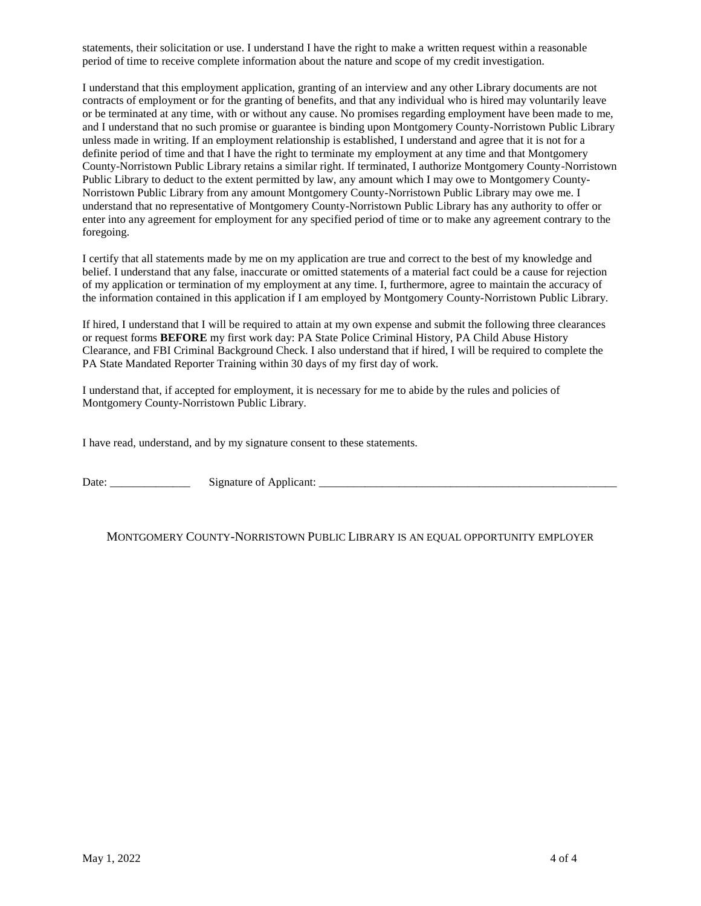statements, their solicitation or use. I understand I have the right to make a written request within a reasonable period of time to receive complete information about the nature and scope of my credit investigation.

I understand that this employment application, granting of an interview and any other Library documents are not contracts of employment or for the granting of benefits, and that any individual who is hired may voluntarily leave or be terminated at any time, with or without any cause. No promises regarding employment have been made to me, and I understand that no such promise or guarantee is binding upon Montgomery County-Norristown Public Library unless made in writing. If an employment relationship is established, I understand and agree that it is not for a definite period of time and that I have the right to terminate my employment at any time and that Montgomery County-Norristown Public Library retains a similar right. If terminated, I authorize Montgomery County-Norristown Public Library to deduct to the extent permitted by law, any amount which I may owe to Montgomery County-Norristown Public Library from any amount Montgomery County-Norristown Public Library may owe me. I understand that no representative of Montgomery County-Norristown Public Library has any authority to offer or enter into any agreement for employment for any specified period of time or to make any agreement contrary to the foregoing.

I certify that all statements made by me on my application are true and correct to the best of my knowledge and belief. I understand that any false, inaccurate or omitted statements of a material fact could be a cause for rejection of my application or termination of my employment at any time. I, furthermore, agree to maintain the accuracy of the information contained in this application if I am employed by Montgomery County-Norristown Public Library.

If hired, I understand that I will be required to attain at my own expense and submit the following three clearances or request forms **BEFORE** my first work day: PA State Police Criminal History, PA Child Abuse History Clearance, and FBI Criminal Background Check. I also understand that if hired, I will be required to complete the PA State Mandated Reporter Training within 30 days of my first day of work.

I understand that, if accepted for employment, it is necessary for me to abide by the rules and policies of Montgomery County-Norristown Public Library.

I have read, understand, and by my signature consent to these statements.

Date: ______________ Signature of Applicant: _______________________________________________________

MONTGOMERY COUNTY-NORRISTOWN PUBLIC LIBRARY IS AN EQUAL OPPORTUNITY EMPLOYER

May 1, 2022